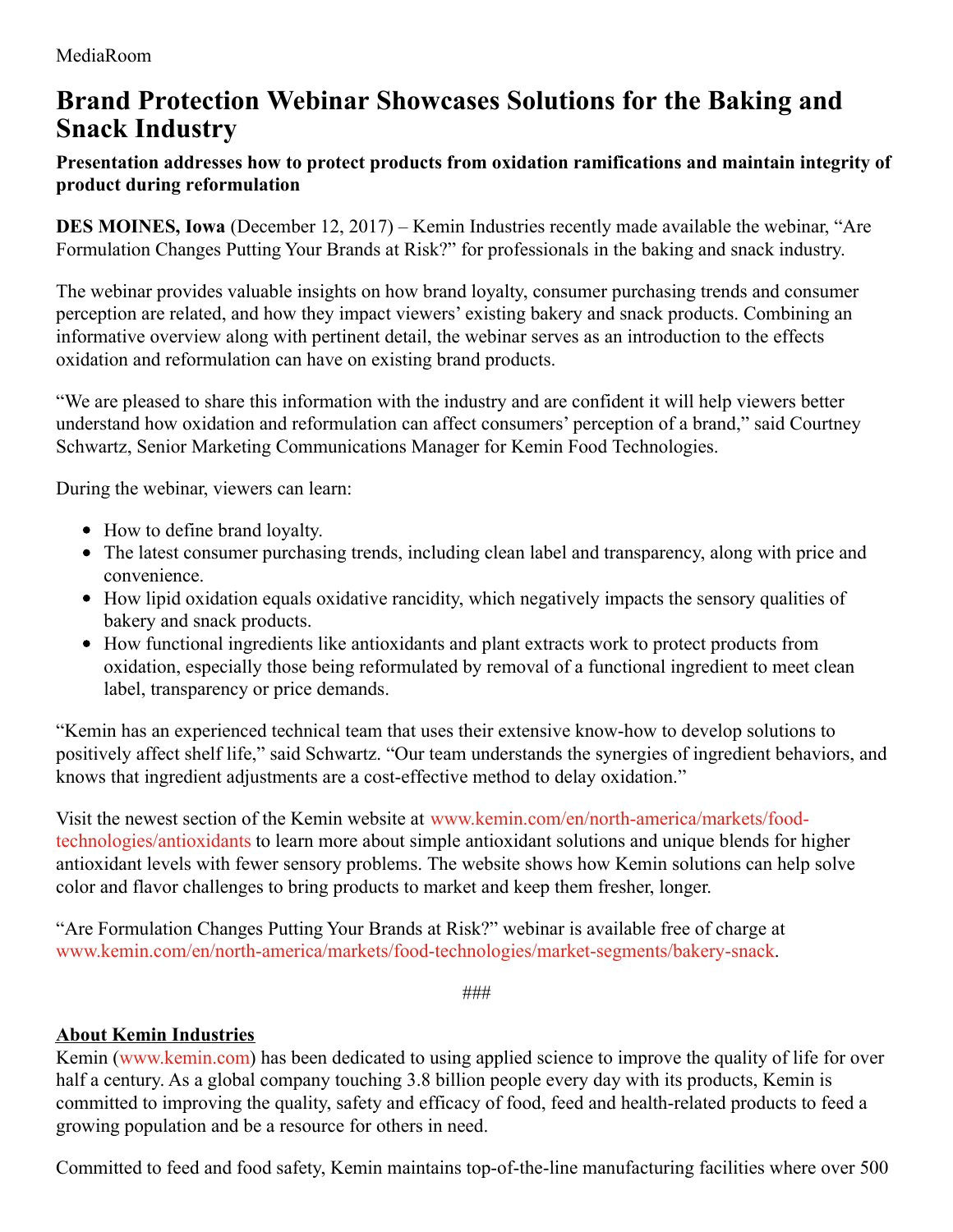MediaRoom

# Brand Protection Webinar Showcases Solutions for the Baking and Snack Industry

### Presentation addresses how to protect products from oxidation ramifications and maintain integrity of product during reformulation

**DES MOINES, Iowa** (December 12, 2017) – Kemin Industries recently made available the webinar, “Are Formulation Changes Putting Your Brands at Risk?” for professionals in the baking and snack industry.

The webinar provides valuable insights on how brand loyalty, consumer purchasing trends and consumer perception are related, and how they impact viewers’ existing bakery and snack products. Combining an informative overview along with pertinent detail, the webinar serves as an introduction to the effects oxidation and reformulation can have on existing brand products.

“We are pleased to share this information with the industry and are confident it will help viewers better understand how oxidation and reformulation can affect consumers’ perception of a brand,” said Courtney Schwartz, Senior Marketing Communications Manager for Kemin Food Technologies.

During the webinar, viewers can learn:

- How to define brand loyalty.
- The latest consumer purchasing trends, including clean label and transparency, along with price and convenience.
- How lipid oxidation equals oxidative rancidity, which negatively impacts the sensory qualities of bakery and snack products.
- How functional ingredients like antioxidants and plant extracts work to protect products from oxidation, especially those being reformulated by removal of a functional ingredient to meet clean label, transparency or price demands.

“Kemin has an experienced technical team that uses their extensive know-how to develop solutions to positively affect shelf life,” said Schwartz. “Our team understands the synergies of ingredient behaviors, and knows that ingredient adjustments are a cost-effective method to delay oxidation.”

Visit the newest section of the Kemin website at www.kemin.com/en/north-america/markets/food-technologies/antioxidants to learn more about simple antioxidant solutions and unique blends for higher antioxidant levels with fewer sensory problems. The website shows how Kemin solutions can help solve color and flavor challenges to bring products to market and keep them fresher, longer.

“Are Formulation Changes Putting Your Brands at Risk?” webinar is available free of charge at www.kemin.com/en/north-america/markets/food-technologies/market-segments/bakery-snack.

###

**About Kemin Industries**

Kemin (www.kemin.com) has been dedicated to using applied science to improve the quality of life for over half a century. As a global company touching 3.8 billion people every day with its products, Kemin is committed to improving the quality, safety and efficacy of food, feed and health-related products to feed a growing population and be a resource for others in need.

Committed to feed and food safety, Kemin maintains top-of-the-line manufacturing facilities where over 500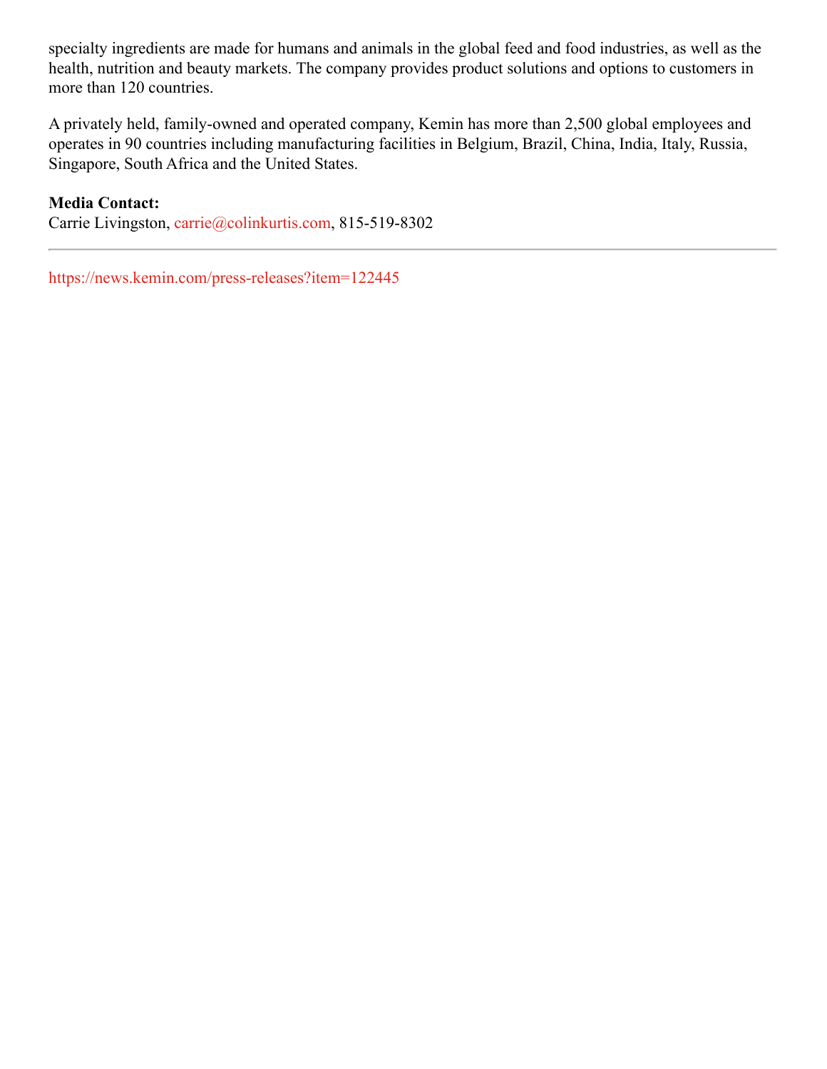specialty ingredients are made for humans and animals in the global feed and food industries, as well as the health, nutrition and beauty markets. The company provides product solutions and options to customers in more than 120 countries.

A privately held, family-owned and operated company, Kemin has more than 2,500 global employees and operates in 90 countries including manufacturing facilities in Belgium, Brazil, China, India, Italy, Russia, Singapore, South Africa and the United States.

**Media Contact:**
Carrie Livingston, carrie@colinkurtis.com, 815-519-8302

---

https://news.kemin.com/press-releases?item=122445